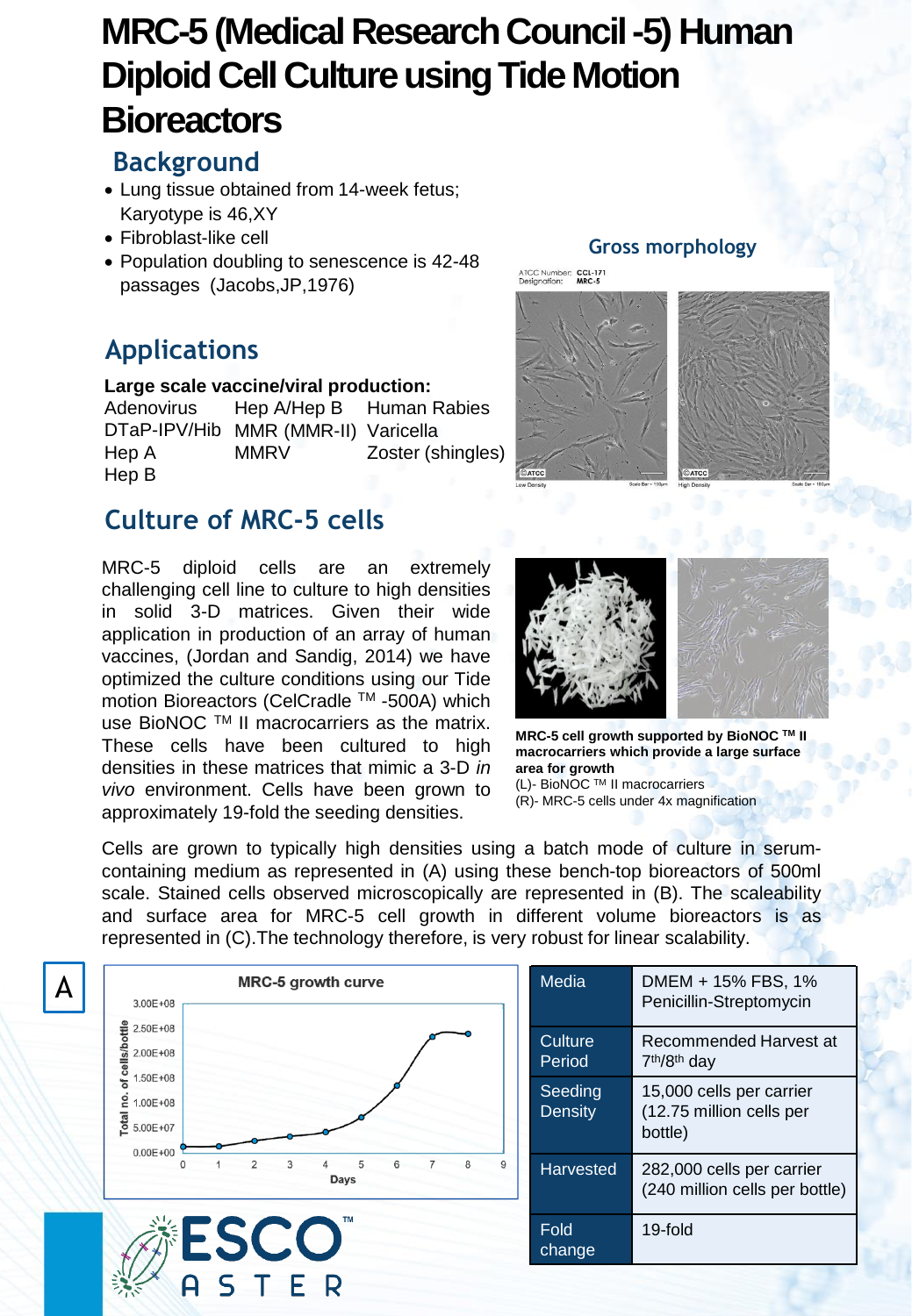# MRC-5 (Medical Research Council -5) Human Diploid Cell Culture using Tide Motion Bioreactors

## Background

- Lung tissue obtained from 14-week fetus; Karyotype is 46,XY
- Fibroblast-like cell
- Population doubling to senescence is 42-48 passages (Jacobs,JP,1976)

## Applications

**Large scale vaccine/viral production:**

| | | |
|---|---|---|
| Adenovirus | Hep A/Hep B | Human Rabies |
| DTaP-IPV/Hib | MMR (MMR-II) | Varicella |
| Hep A | MMRV | Zoster (shingles) |
| Hep B | | |

## Gross morphology

ATCC Number: CCL-171
Designation: MRC-5

Low Density Scale Bar = 100µm
High Density Scale Bar = 100µm

## Culture of MRC-5 cells

MRC-5 diploid cells are an extremely challenging cell line to culture to high densities in solid 3-D matrices. Given their wide application in production of an array of human vaccines, (Jordan and Sandig, 2014) we have optimized the culture conditions using our Tide motion Bioreactors (CelCradle ™ -500A) which use BioNOC ™ II macrocarriers as the matrix. These cells have been cultured to high densities in these matrices that mimic a 3-D *in vivo* environment. Cells have been grown to approximately 19-fold the seeding densities.

**MRC-5 cell growth supported by BioNOC ™ II macrocarriers which provide a large surface area for growth**
(L)- BioNOC ™ II macrocarriers
(R)- MRC-5 cells under 4x magnification

Cells are grown to typically high densities using a batch mode of culture in serum-containing medium as represented in (A) using these bench-top bioreactors of 500ml scale. Stained cells observed microscopically are represented in (B). The scaleability and surface area for MRC-5 cell growth in different volume bioreactors is as represented in (C).The technology therefore, is very robust for linear scalability.

A

**MRC-5 growth curve**

Total no. of cells/bottle (0.00E+00 – 3.00E+08) vs. Days (0 – 9)

| Media | DMEM + 15% FBS, 1% Penicillin-Streptomycin |
|---|---|
| Culture Period | Recommended Harvest at 7th/8th day |
| Seeding Density | 15,000 cells per carrier (12.75 million cells per bottle) |
| Harvested | 282,000 cells per carrier (240 million cells per bottle) |
| Fold change | 19-fold |

ESCO ASTER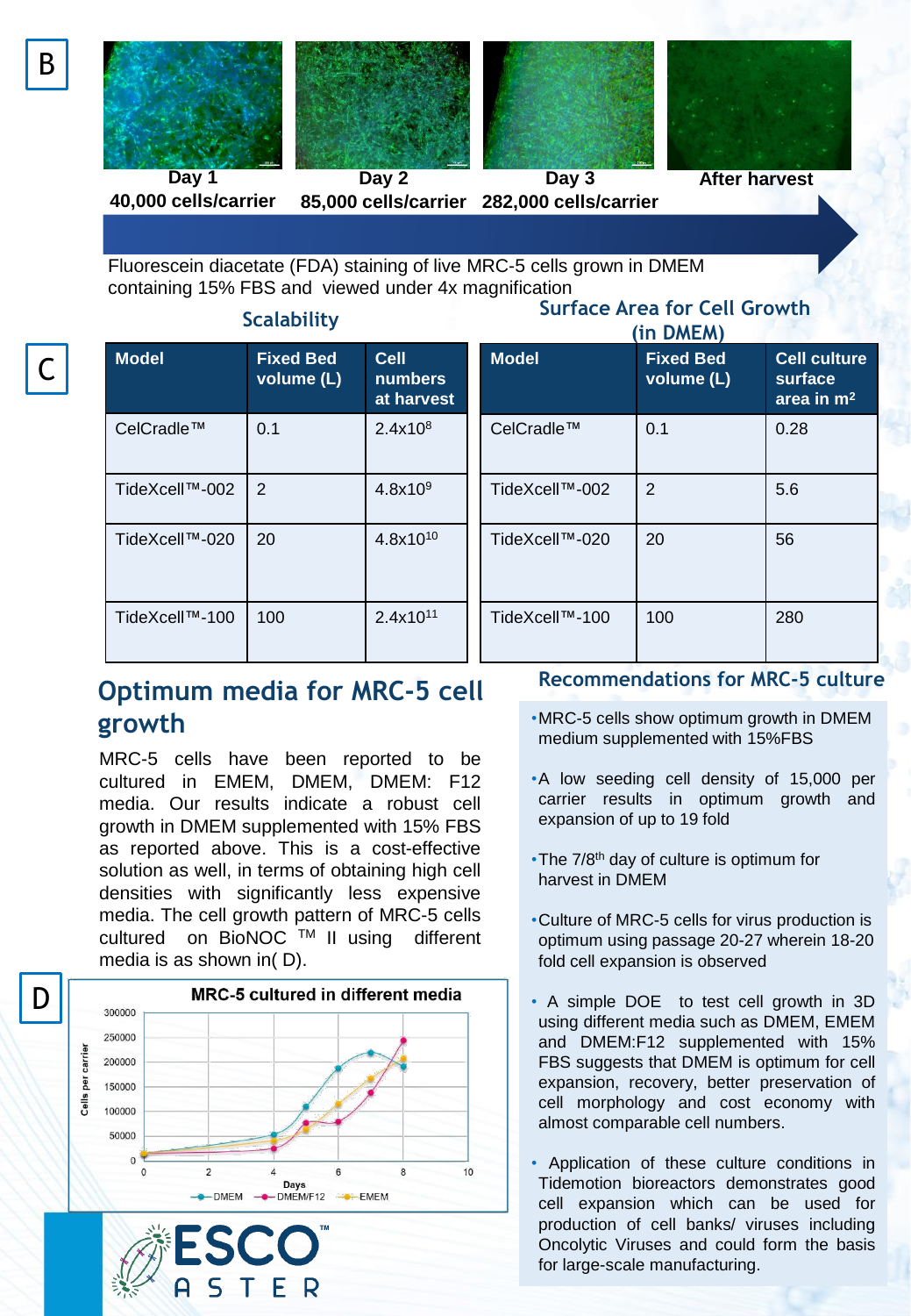B

Day 1
40,000 cells/carrier

Day 2
85,000 cells/carrier

Day 3
282,000 cells/carrier

After harvest

Fluorescein diacetate (FDA) staining of live MRC-5 cells grown in DMEM containing 15% FBS and viewed under 4x magnification

C

### Scalability

| Model | Fixed Bed volume (L) | Cell numbers at harvest |
|---|---|---|
| CelCradle™ | 0.1 | $2.4 \times 10^8$ |
| TideXcell™-002 | 2 | $4.8 \times 10^9$ |
| TideXcell™-020 | 20 | $4.8 \times 10^{10}$ |
| TideXcell™-100 | 100 | $2.4 \times 10^{11}$ |

### Surface Area for Cell Growth (in DMEM)

| Model | Fixed Bed volume (L) | Cell culture surface area in $m^2$ |
|---|---|---|
| CelCradle™ | 0.1 | 0.28 |
| TideXcell™-002 | 2 | 5.6 |
| TideXcell™-020 | 20 | 56 |
| TideXcell™-100 | 100 | 280 |

## Optimum media for MRC-5 cell growth

MRC-5 cells have been reported to be cultured in EMEM, DMEM, DMEM: F12 media. Our results indicate a robust cell growth in DMEM supplemented with 15% FBS as reported above. This is a cost-effective solution as well, in terms of obtaining high cell densities with significantly less expensive media. The cell growth pattern of MRC-5 cells cultured on BioNOC ™ II using different media is as shown in( D).

D

MRC-5 cultured in different media

## Recommendations for MRC-5 culture

- MRC-5 cells show optimum growth in DMEM medium supplemented with 15%FBS
- A low seeding cell density of 15,000 per carrier results in optimum growth and expansion of up to 19 fold
- The 7/8th day of culture is optimum for harvest in DMEM
- Culture of MRC-5 cells for virus production is optimum using passage 20-27 wherein 18-20 fold cell expansion is observed
- A simple DOE to test cell growth in 3D using different media such as DMEM, EMEM and DMEM:F12 supplemented with 15% FBS suggests that DMEM is optimum for cell expansion, recovery, better preservation of cell morphology and cost economy with almost comparable cell numbers.
- Application of these culture conditions in Tidemotion bioreactors demonstrates good cell expansion which can be used for production of cell banks/ viruses including Oncolytic Viruses and could form the basis for large-scale manufacturing.

ESCO ASTER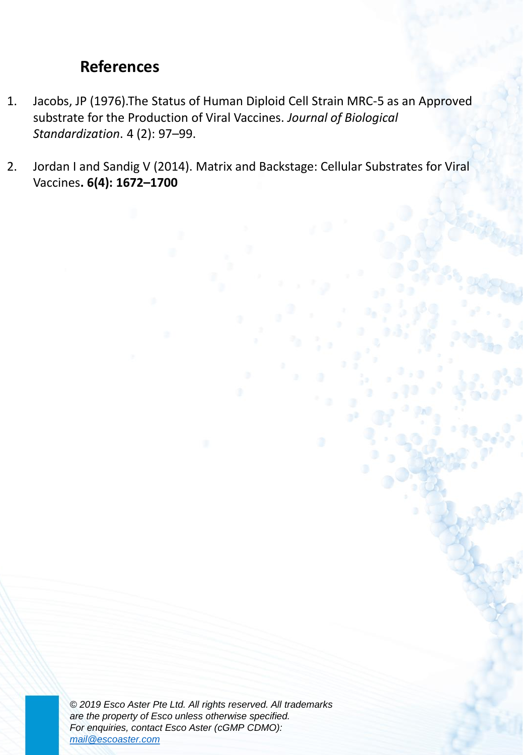## References

1. Jacobs, JP (1976).The Status of Human Diploid Cell Strain MRC-5 as an Approved substrate for the Production of Viral Vaccines. *Journal of Biological Standardization*. 4 (2): 97–99.

2. Jordan I and Sandig V (2014). Matrix and Backstage: Cellular Substrates for Viral Vaccines**. 6(4): 1672–1700**

*© 2019 Esco Aster Pte Ltd. All rights reserved. All trademarks are the property of Esco unless otherwise specified.*
*For enquiries, contact Esco Aster (cGMP CDMO):*
*mail@escoaster.com*